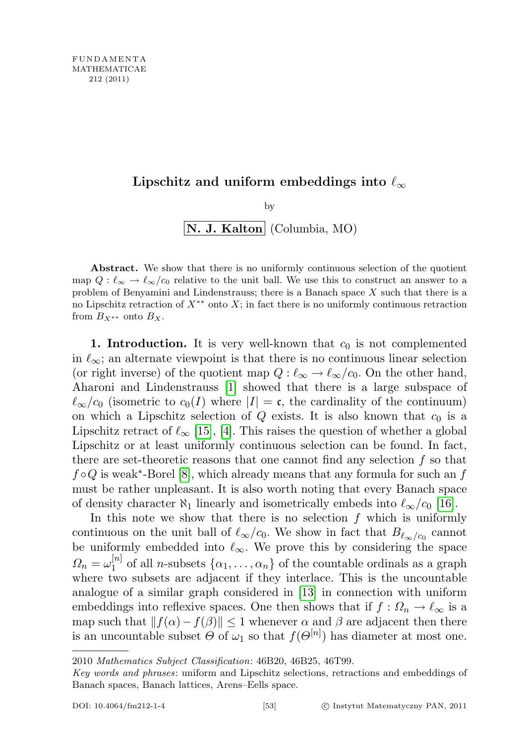FUNDAMENTA
MATHEMATICAE
212 (2011)

# Lipschitz and uniform embeddings into $\ell_\infty$

by

**N. J. Kalton** (Columbia, MO)

**Abstract.** We show that there is no uniformly continuous selection of the quotient map $Q : \ell_\infty \to \ell_\infty/c_0$ relative to the unit ball. We use this to construct an answer to a problem of Benyamini and Lindenstrauss; there is a Banach space $X$ such that there is a no Lipschitz retraction of $X^{**}$ onto $X$; in fact there is no uniformly continuous retraction from $B_{X^{**}}$ onto $B_X$.

**1. Introduction.** It is very well-known that $c_0$ is not complemented in $\ell_\infty$; an alternate viewpoint is that there is no continuous linear selection (or right inverse) of the quotient map $Q : \ell_\infty \to \ell_\infty/c_0$. On the other hand, Aharoni and Lindenstrauss [1] showed that there is a large subspace of $\ell_\infty/c_0$ (isometric to $c_0(I)$ where $|I| = \mathfrak{c}$, the cardinality of the continuum) on which a Lipschitz selection of $Q$ exists. It is also known that $c_0$ is a Lipschitz retract of $\ell_\infty$ [15], [4]. This raises the question of whether a global Lipschitz or at least uniformly continuous selection can be found. In fact, there are set-theoretic reasons that one cannot find any selection $f$ so that $f \circ Q$ is weak$^*$-Borel [8], which already means that any formula for such an $f$ must be rather unpleasant. It is also worth noting that every Banach space of density character $\aleph_1$ linearly and isometrically embeds into $\ell_\infty/c_0$ [16].

In this note we show that there is no selection $f$ which is uniformly continuous on the unit ball of $\ell_\infty/c_0$. We show in fact that $B_{\ell_\infty/c_0}$ cannot be uniformly embedded into $\ell_\infty$. We prove this by considering the space $\Omega_n = \omega_1^{[n]}$ of all $n$-subsets $\{\alpha_1, \ldots, \alpha_n\}$ of the countable ordinals as a graph where two subsets are adjacent if they interlace. This is the uncountable analogue of a similar graph considered in [13] in connection with uniform embeddings into reflexive spaces. One then shows that if $f : \Omega_n \to \ell_\infty$ is a map such that $\|f(\alpha) - f(\beta)\| \le 1$ whenever $\alpha$ and $\beta$ are adjacent then there is an uncountable subset $\Theta$ of $\omega_1$ so that $f(\Theta^{[n]})$ has diameter at most one.

2010 *Mathematics Subject Classification*: 46B20, 46B25, 46T99.

*Key words and phrases*: uniform and Lipschitz selections, retractions and embeddings of Banach spaces, Banach lattices, Arens–Eells space.

DOI: 10.4064/fm212-1-4 © Instytut Matematyczny PAN, 2011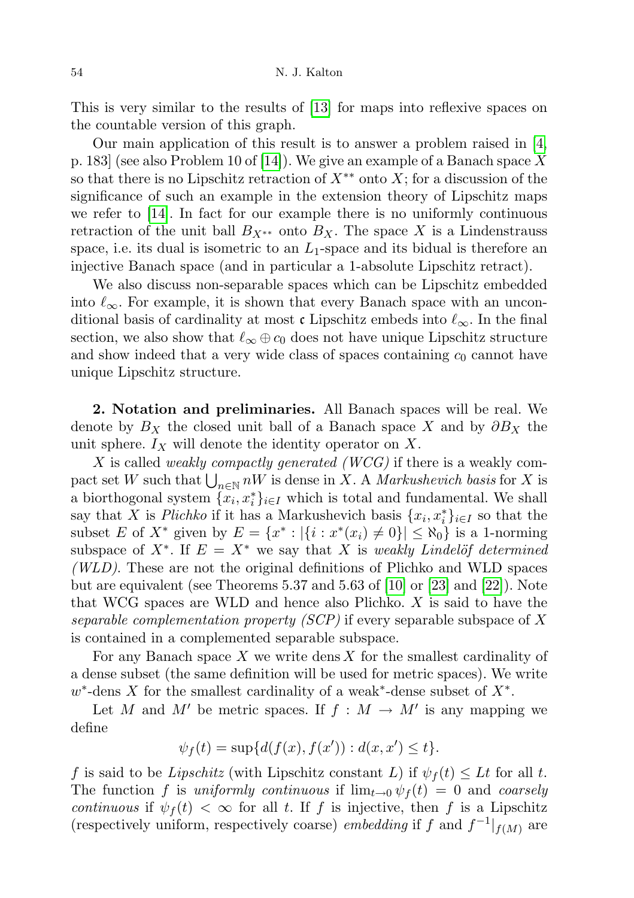This is very similar to the results of [13] for maps into reflexive spaces on the countable version of this graph.

Our main application of this result is to answer a problem raised in [4, p. 183] (see also Problem 10 of [14]). We give an example of a Banach space $X$ so that there is no Lipschitz retraction of $X^{**}$ onto $X$; for a discussion of the significance of such an example in the extension theory of Lipschitz maps we refer to [14]. In fact for our example there is no uniformly continuous retraction of the unit ball $B_{X^{**}}$ onto $B_X$. The space $X$ is a Lindenstrauss space, i.e. its dual is isometric to an $L_1$-space and its bidual is therefore an injective Banach space (and in particular a 1-absolute Lipschitz retract).

We also discuss non-separable spaces which can be Lipschitz embedded into $\ell_\infty$. For example, it is shown that every Banach space with an unconditional basis of cardinality at most $\mathfrak{c}$ Lipschitz embeds into $\ell_\infty$. In the final section, we also show that $\ell_\infty \oplus c_0$ does not have unique Lipschitz structure and show indeed that a very wide class of spaces containing $c_0$ cannot have unique Lipschitz structure.

**2. Notation and preliminaries.** All Banach spaces will be real. We denote by $B_X$ the closed unit ball of a Banach space $X$ and by $\partial B_X$ the unit sphere. $I_X$ will denote the identity operator on $X$.

$X$ is called *weakly compactly generated (WCG)* if there is a weakly compact set $W$ such that $\bigcup_{n\in\mathbb{N}} nW$ is dense in $X$. A *Markushevich basis* for $X$ is a biorthogonal system $\{x_i, x_i^*\}_{i\in I}$ which is total and fundamental. We shall say that $X$ is *Plichko* if it has a Markushevich basis $\{x_i, x_i^*\}_{i\in I}$ so that the subset $E$ of $X^*$ given by $E = \{x^* : |\{i : x^*(x_i) \neq 0\}| \leq \aleph_0\}$ is a 1-norming subspace of $X^*$. If $E = X^*$ we say that $X$ is *weakly Lindelöf determined (WLD)*. These are not the original definitions of Plichko and WLD spaces but are equivalent (see Theorems 5.37 and 5.63 of [10] or [23] and [22]). Note that WCG spaces are WLD and hence also Plichko. $X$ is said to have the *separable complementation property (SCP)* if every separable subspace of $X$ is contained in a complemented separable subspace.

For any Banach space $X$ we write $\operatorname{dens} X$ for the smallest cardinality of a dense subset (the same definition will be used for metric spaces). We write $w^*$-dens $X$ for the smallest cardinality of a weak$^*$-dense subset of $X^*$.

Let $M$ and $M'$ be metric spaces. If $f : M \to M'$ is any mapping we define

$$\psi_f(t) = \sup\{d(f(x), f(x')) : d(x, x') \leq t\}.$$

$f$ is said to be *Lipschitz* (with Lipschitz constant $L$) if $\psi_f(t) \leq Lt$ for all $t$. The function $f$ is *uniformly continuous* if $\lim_{t\to 0} \psi_f(t) = 0$ and *coarsely continuous* if $\psi_f(t) < \infty$ for all $t$. If $f$ is injective, then $f$ is a Lipschitz (respectively uniform, respectively coarse) *embedding* if $f$ and $f^{-1}|_{f(M)}$ are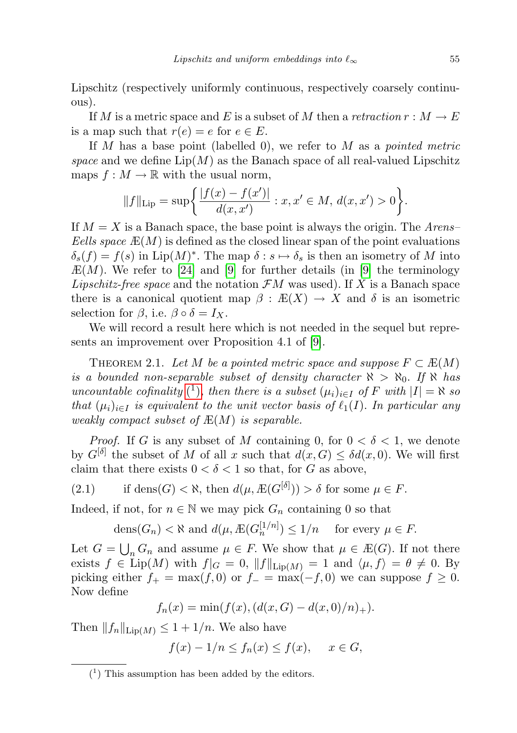Lipschitz (respectively uniformly continuous, respectively coarsely continuous).

If $M$ is a metric space and $E$ is a subset of $M$ then a *retraction* $r : M \to E$ is a map such that $r(e) = e$ for $e \in E$.

If $M$ has a base point (labelled 0), we refer to $M$ as a *pointed metric space* and we define $\mathrm{Lip}(M)$ as the Banach space of all real-valued Lipschitz maps $f : M \to \mathbb{R}$ with the usual norm,

$$\|f\|_{\mathrm{Lip}} = \sup\left\{ \frac{|f(x) - f(x')|}{d(x, x')} : x, x' \in M,\ d(x, x') > 0 \right\}.$$

If $M = X$ is a Banach space, the base point is always the origin. The *Arens–Eells space* $\text{Æ}(M)$ is defined as the closed linear span of the point evaluations $\delta_s(f) = f(s)$ in $\mathrm{Lip}(M)^*$. The map $\delta : s \mapsto \delta_s$ is then an isometry of $M$ into $\text{Æ}(M)$. We refer to [24] and [9] for further details (in [9] the terminology *Lipschitz-free space* and the notation $\mathcal{F}M$ was used). If $X$ is a Banach space there is a canonical quotient map $\beta : \text{Æ}(X) \to X$ and $\delta$ is an isometric selection for $\beta$, i.e. $\beta \circ \delta = I_X$.

We will record a result here which is not needed in the sequel but represents an improvement over Proposition 4.1 of [9].

THEOREM 2.1. *Let $M$ be a pointed metric space and suppose $F \subset \text{Æ}(M)$ is a bounded non-separable subset of density character $\aleph > \aleph_0$. If $\aleph$ has uncountable cofinality* (1)*, then there is a subset $(\mu_i)_{i \in I}$ of $F$ with $|I| = \aleph$ so that $(\mu_i)_{i\in I}$ is equivalent to the unit vector basis of $\ell_1(I)$. In particular any weakly compact subset of $\text{Æ}(M)$ is separable.*

*Proof.* If $G$ is any subset of $M$ containing 0, for $0 < \delta < 1$, we denote by $G^{[\delta]}$ the subset of $M$ of all $x$ such that $d(x, G) \le \delta d(x, 0)$. We will first claim that there exists $0 < \delta < 1$ so that, for $G$ as above,

$$\text{if } \mathrm{dens}(G) < \aleph, \text{ then } d(\mu, \text{Æ}(G^{[\delta]})) > \delta \text{ for some } \mu \in F. \tag{2.1}$$

Indeed, if not, for $n \in \mathbb{N}$ we may pick $G_n$ containing 0 so that

$$\mathrm{dens}(G_n) < \aleph \text{ and } d(\mu, \text{Æ}(G_n^{[1/n]})) \le 1/n \quad \text{for every } \mu \in F.$$

Let $G = \bigcup_n G_n$ and assume $\mu \in F$. We show that $\mu \in \text{Æ}(G)$. If not there exists $f \in \mathrm{Lip}(M)$ with $f|_G = 0$, $\|f\|_{\mathrm{Lip}(M)} = 1$ and $\langle \mu, f\rangle = \theta \neq 0$. By picking either $f_+ = \max(f, 0)$ or $f_- = \max(-f, 0)$ we can suppose $f \ge 0$. Now define

$$f_n(x) = \min(f(x), (d(x, G) - d(x, 0)/n)_+).$$

Then $\|f_n\|_{\mathrm{Lip}(M)} \le 1 + 1/n$. We also have

$$f(x) - 1/n \le f_n(x) \le f(x), \quad x \in G,$$

(1) This assumption has been added by the editors.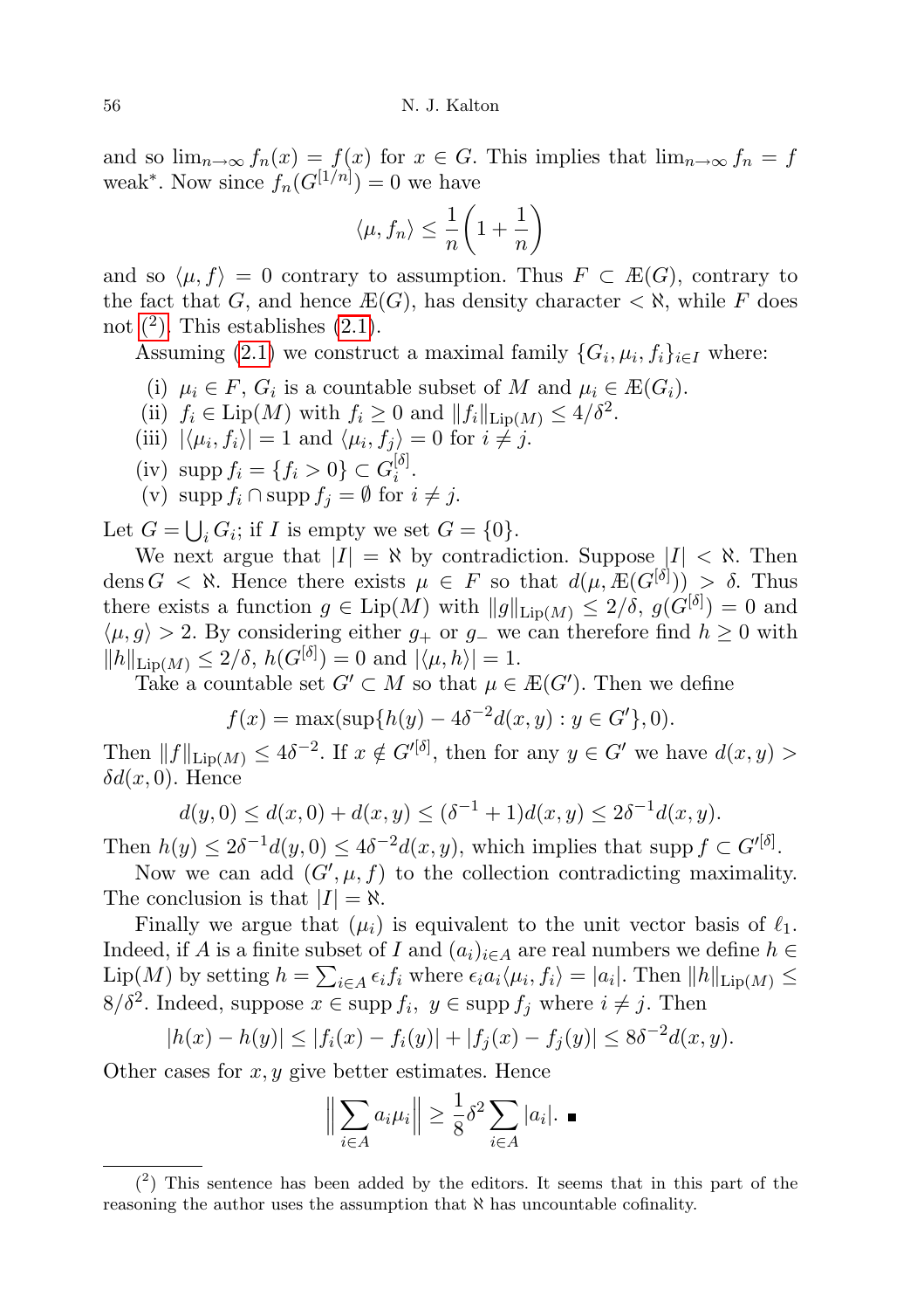and so $\lim_{n\to\infty} f_n(x) = f(x)$ for $x \in G$. This implies that $\lim_{n\to\infty} f_n = f$ weak*. Now since $f_n(G^{[1/n]}) = 0$ we have

$$\langle \mu, f_n\rangle \le \frac{1}{n}\left(1+\frac{1}{n}\right)$$

and so $\langle \mu, f\rangle = 0$ contrary to assumption. Thus $F \subset Æ(G)$, contrary to the fact that $G$, and hence $Æ(G)$, has density character $< \aleph$, while $F$ does not ([2]). This establishes (2.1).

Assuming (2.1) we construct a maximal family $\{G_i, \mu_i, f_i\}_{i\in I}$ where:

(i) $\mu_i \in F$, $G_i$ is a countable subset of $M$ and $\mu_i \in Æ(G_i)$.

(ii) $f_i \in \mathrm{Lip}(M)$ with $f_i \ge 0$ and $\|f_i\|_{\mathrm{Lip}(M)} \le 4/\delta^2$.

(iii) $|\langle \mu_i, f_i\rangle| = 1$ and $\langle \mu_i, f_j\rangle = 0$ for $i \ne j$.

(iv) $\operatorname{supp} f_i = \{f_i > 0\} \subset G_i^{[\delta]}$.

(v) $\operatorname{supp} f_i \cap \operatorname{supp} f_j = \emptyset$ for $i \ne j$.

Let $G = \bigcup_i G_i$; if $I$ is empty we set $G = \{0\}$.

We next argue that $|I| = \aleph$ by contradiction. Suppose $|I| < \aleph$. Then $\operatorname{dens} G < \aleph$. Hence there exists $\mu \in F$ so that $d(\mu, Æ(G^{[\delta]})) > \delta$. Thus there exists a function $g \in \mathrm{Lip}(M)$ with $\|g\|_{\mathrm{Lip}(M)} \le 2/\delta$, $g(G^{[\delta]}) = 0$ and $\langle \mu, g\rangle > 2$. By considering either $g_+$ or $g_-$ we can therefore find $h \ge 0$ with $\|h\|_{\mathrm{Lip}(M)} \le 2/\delta$, $h(G^{[\delta]}) = 0$ and $|\langle \mu, h\rangle| = 1$.

Take a countable set $G' \subset M$ so that $\mu \in Æ(G')$. Then we define

$$f(x) = \max(\sup\{h(y) - 4\delta^{-2} d(x,y) : y \in G'\}, 0).$$

Then $\|f\|_{\mathrm{Lip}(M)} \le 4\delta^{-2}$. If $x \notin G'^{[\delta]}$, then for any $y \in G'$ we have $d(x,y) > \delta d(x,0)$. Hence

$$d(y,0) \le d(x,0) + d(x,y) \le (\delta^{-1}+1) d(x,y) \le 2\delta^{-1} d(x,y).$$

Then $h(y) \le 2\delta^{-1} d(y,0) \le 4\delta^{-2} d(x,y)$, which implies that $\operatorname{supp} f \subset G'^{[\delta]}$.

Now we can add $(G', \mu, f)$ to the collection contradicting maximality. The conclusion is that $|I| = \aleph$.

Finally we argue that $(\mu_i)$ is equivalent to the unit vector basis of $\ell_1$. Indeed, if $A$ is a finite subset of $I$ and $(a_i)_{i\in A}$ are real numbers we define $h \in \mathrm{Lip}(M)$ by setting $h = \sum_{i\in A} \epsilon_i f_i$ where $\epsilon_i a_i \langle \mu_i, f_i\rangle = |a_i|$. Then $\|h\|_{\mathrm{Lip}(M)} \le 8/\delta^2$. Indeed, suppose $x \in \operatorname{supp} f_i$, $y \in \operatorname{supp} f_j$ where $i \ne j$. Then

$$|h(x) - h(y)| \le |f_i(x) - f_i(y)| + |f_j(x) - f_j(y)| \le 8\delta^{-2} d(x,y).$$

Other cases for $x, y$ give better estimates. Hence

$$\Big\| \sum_{i\in A} a_i \mu_i \Big\| \ge \frac{1}{8}\delta^2 \sum_{i\in A} |a_i|. \ \blacksquare$$

---

([2]) This sentence has been added by the editors. It seems that in this part of the reasoning the author uses the assumption that $\aleph$ has uncountable cofinality.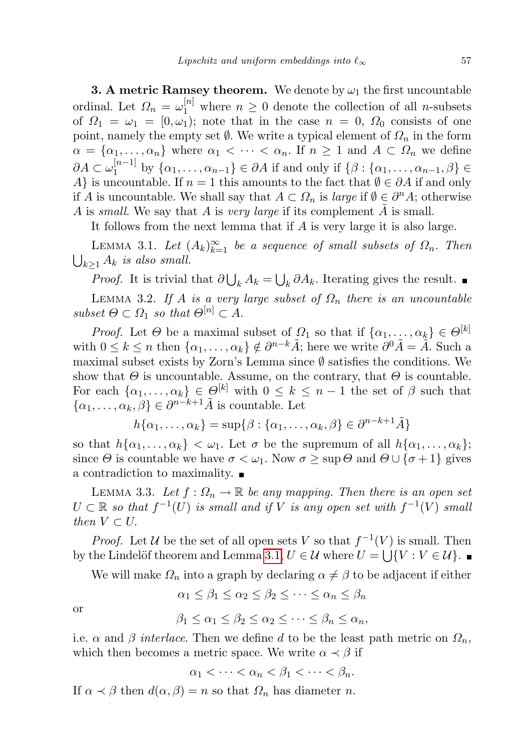**3. A metric Ramsey theorem.** We denote by $\omega_1$ the first uncountable ordinal. Let $\Omega_n = \omega_1^{[n]}$ where $n \geq 0$ denote the collection of all $n$-subsets of $\Omega_1 = \omega_1 = [0, \omega_1)$; note that in the case $n = 0$, $\Omega_0$ consists of one point, namely the empty set $\emptyset$. We write a typical element of $\Omega_n$ in the form $\alpha = \{\alpha_1, \ldots, \alpha_n\}$ where $\alpha_1 < \cdots < \alpha_n$. If $n \geq 1$ and $A \subset \Omega_n$ we define $\partial A \subset \omega_1^{[n-1]}$ by $\{\alpha_1, \ldots, \alpha_{n-1}\} \in \partial A$ if and only if $\{\beta : \{\alpha_1, \ldots, \alpha_{n-1}, \beta\} \in A\}$ is uncountable. If $n = 1$ this amounts to the fact that $\emptyset \in \partial A$ if and only if $A$ is uncountable. We shall say that $A \subset \Omega_n$ is *large* if $\emptyset \in \partial^n A$; otherwise $A$ is *small*. We say that $A$ is *very large* if its complement $\tilde{A}$ is small.

It follows from the next lemma that if $A$ is very large it is also large.

Lemma 3.1. *Let $(A_k)_{k=1}^{\infty}$ be a sequence of small subsets of $\Omega_n$. Then $\bigcup_{k \geq 1} A_k$ is also small.*

*Proof.* It is trivial that $\partial \bigcup_k A_k = \bigcup_k \partial A_k$. Iterating gives the result. ∎

Lemma 3.2. *If $A$ is a very large subset of $\Omega_n$ there is an uncountable subset $\Theta \subset \Omega_1$ so that $\Theta^{[n]} \subset A$.*

*Proof.* Let $\Theta$ be a maximal subset of $\Omega_1$ so that if $\{\alpha_1, \ldots, \alpha_k\} \in \Theta^{[k]}$ with $0 \leq k \leq n$ then $\{\alpha_1, \ldots, \alpha_k\} \notin \partial^{n-k}\tilde{A}$; here we write $\partial^0 \tilde{A} = \tilde{A}$. Such a maximal subset exists by Zorn's Lemma since $\emptyset$ satisfies the conditions. We show that $\Theta$ is uncountable. Assume, on the contrary, that $\Theta$ is countable. For each $\{\alpha_1, \ldots, \alpha_k\} \in \Theta^{[k]}$ with $0 \leq k \leq n-1$ the set of $\beta$ such that $\{\alpha_1, \ldots, \alpha_k, \beta\} \in \partial^{n-k+1}\tilde{A}$ is countable. Let

$$h\{\alpha_1, \ldots, \alpha_k\} = \sup\{\beta : \{\alpha_1, \ldots, \alpha_k, \beta\} \in \partial^{n-k+1}\tilde{A}\}$$

so that $h\{\alpha_1, \ldots, \alpha_k\} < \omega_1$. Let $\sigma$ be the supremum of all $h\{\alpha_1, \ldots, \alpha_k\}$; since $\Theta$ is countable we have $\sigma < \omega_1$. Now $\sigma \geq \sup \Theta$ and $\Theta \cup \{\sigma + 1\}$ gives a contradiction to maximality. ∎

Lemma 3.3. *Let $f : \Omega_n \to \mathbb{R}$ be any mapping. Then there is an open set $U \subset \mathbb{R}$ so that $f^{-1}(U)$ is small and if $V$ is any open set with $f^{-1}(V)$ small then $V \subset U$.*

*Proof.* Let $\mathcal{U}$ be the set of all open sets $V$ so that $f^{-1}(V)$ is small. Then by the Lindelöf theorem and Lemma 3.1, $U \in \mathcal{U}$ where $U = \bigcup\{V : V \in \mathcal{U}\}$. ∎

We will make $\Omega_n$ into a graph by declaring $\alpha \neq \beta$ to be adjacent if either

$$\alpha_1 \leq \beta_1 \leq \alpha_2 \leq \beta_2 \leq \cdots \leq \alpha_n \leq \beta_n$$

or

$$\beta_1 \leq \alpha_1 \leq \beta_2 \leq \alpha_2 \leq \cdots \leq \beta_n \leq \alpha_n,$$

i.e. $\alpha$ and $\beta$ *interlace*. Then we define $d$ to be the least path metric on $\Omega_n$, which then becomes a metric space. We write $\alpha \prec \beta$ if

$$\alpha_1 < \cdots < \alpha_n < \beta_1 < \cdots < \beta_n.$$

If $\alpha \prec \beta$ then $d(\alpha, \beta) = n$ so that $\Omega_n$ has diameter $n$.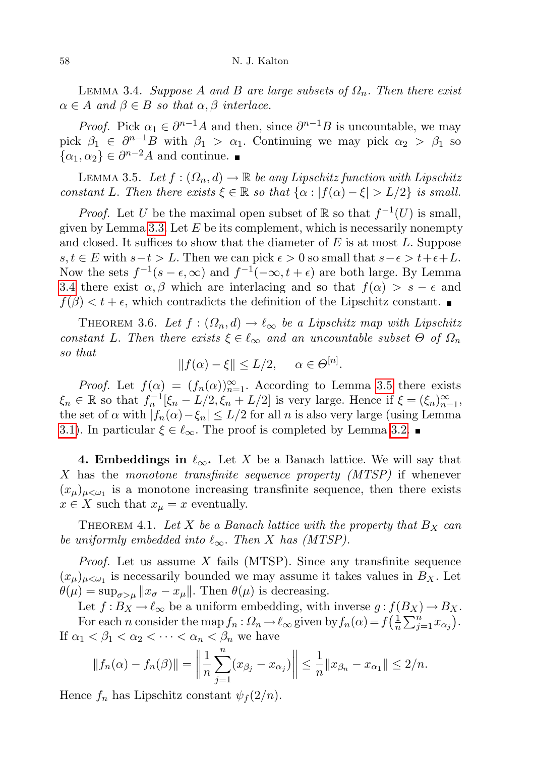Lemma 3.4. *Suppose $A$ and $B$ are large subsets of $\Omega_n$. Then there exist $\alpha \in A$ and $\beta \in B$ so that $\alpha, \beta$ interlace.*

*Proof.* Pick $\alpha_1 \in \partial^{n-1}A$ and then, since $\partial^{n-1}B$ is uncountable, we may pick $\beta_1 \in \partial^{n-1}B$ with $\beta_1 > \alpha_1$. Continuing we may pick $\alpha_2 > \beta_1$ so $\{\alpha_1, \alpha_2\} \in \partial^{n-2}A$ and continue. ∎

Lemma 3.5. *Let $f : (\Omega_n, d) \to \mathbb{R}$ be any Lipschitz function with Lipschitz constant $L$. Then there exists $\xi \in \mathbb{R}$ so that $\{\alpha : |f(\alpha) - \xi| > L/2\}$ is small.*

*Proof.* Let $U$ be the maximal open subset of $\mathbb{R}$ so that $f^{-1}(U)$ is small, given by Lemma 3.3. Let $E$ be its complement, which is necessarily nonempty and closed. It suffices to show that the diameter of $E$ is at most $L$. Suppose $s, t \in E$ with $s - t > L$. Then we can pick $\epsilon > 0$ so small that $s - \epsilon > t + \epsilon + L$. Now the sets $f^{-1}(s-\epsilon, \infty)$ and $f^{-1}(-\infty, t+\epsilon)$ are both large. By Lemma 3.4 there exist $\alpha, \beta$ which are interlacing and so that $f(\alpha) > s - \epsilon$ and $f(\beta) < t + \epsilon$, which contradicts the definition of the Lipschitz constant. ∎

Theorem 3.6. *Let $f : (\Omega_n, d) \to \ell_\infty$ be a Lipschitz map with Lipschitz constant $L$. Then there exists $\xi \in \ell_\infty$ and an uncountable subset $\Theta$ of $\Omega_n$ so that*

$$\|f(\alpha) - \xi\| \le L/2, \qquad \alpha \in \Theta^{[n]}.$$

*Proof.* Let $f(\alpha) = (f_n(\alpha))_{n=1}^\infty$. According to Lemma 3.5 there exists $\xi_n \in \mathbb{R}$ so that $f_n^{-1}[\xi_n - L/2, \xi_n + L/2]$ is very large. Hence if $\xi = (\xi_n)_{n=1}^\infty$, the set of $\alpha$ with $|f_n(\alpha) - \xi_n| \le L/2$ for all $n$ is also very large (using Lemma 3.1). In particular $\xi \in \ell_\infty$. The proof is completed by Lemma 3.2. ∎

**4. Embeddings in $\ell_\infty$.** Let $X$ be a Banach lattice. We will say that $X$ has the *monotone transfinite sequence property (MTSP)* if whenever $(x_\mu)_{\mu<\omega_1}$ is a monotone increasing transfinite sequence, then there exists $x \in X$ such that $x_\mu = x$ eventually.

Theorem 4.1. *Let $X$ be a Banach lattice with the property that $B_X$ can be uniformly embedded into $\ell_\infty$. Then $X$ has (MTSP).*

*Proof.* Let us assume $X$ fails (MTSP). Since any transfinite sequence $(x_\mu)_{\mu<\omega_1}$ is necessarily bounded we may assume it takes values in $B_X$. Let $\theta(\mu) = \sup_{\sigma>\mu} \|x_\sigma - x_\mu\|$. Then $\theta(\mu)$ is decreasing.

Let $f : B_X \to \ell_\infty$ be a uniform embedding, with inverse $g : f(B_X) \to B_X$.

For each $n$ consider the map $f_n : \Omega_n \to \ell_\infty$ given by $f_n(\alpha) = f\big(\frac{1}{n}\sum_{j=1}^n x_{\alpha_j}\big)$. If $\alpha_1 < \beta_1 < \alpha_2 < \cdots < \alpha_n < \beta_n$ we have

$$\|f_n(\alpha) - f_n(\beta)\| = \left\| \frac{1}{n}\sum_{j=1}^n (x_{\beta_j} - x_{\alpha_j}) \right\| \le \frac{1}{n}\|x_{\beta_n} - x_{\alpha_1}\| \le 2/n.$$

Hence $f_n$ has Lipschitz constant $\psi_f(2/n)$.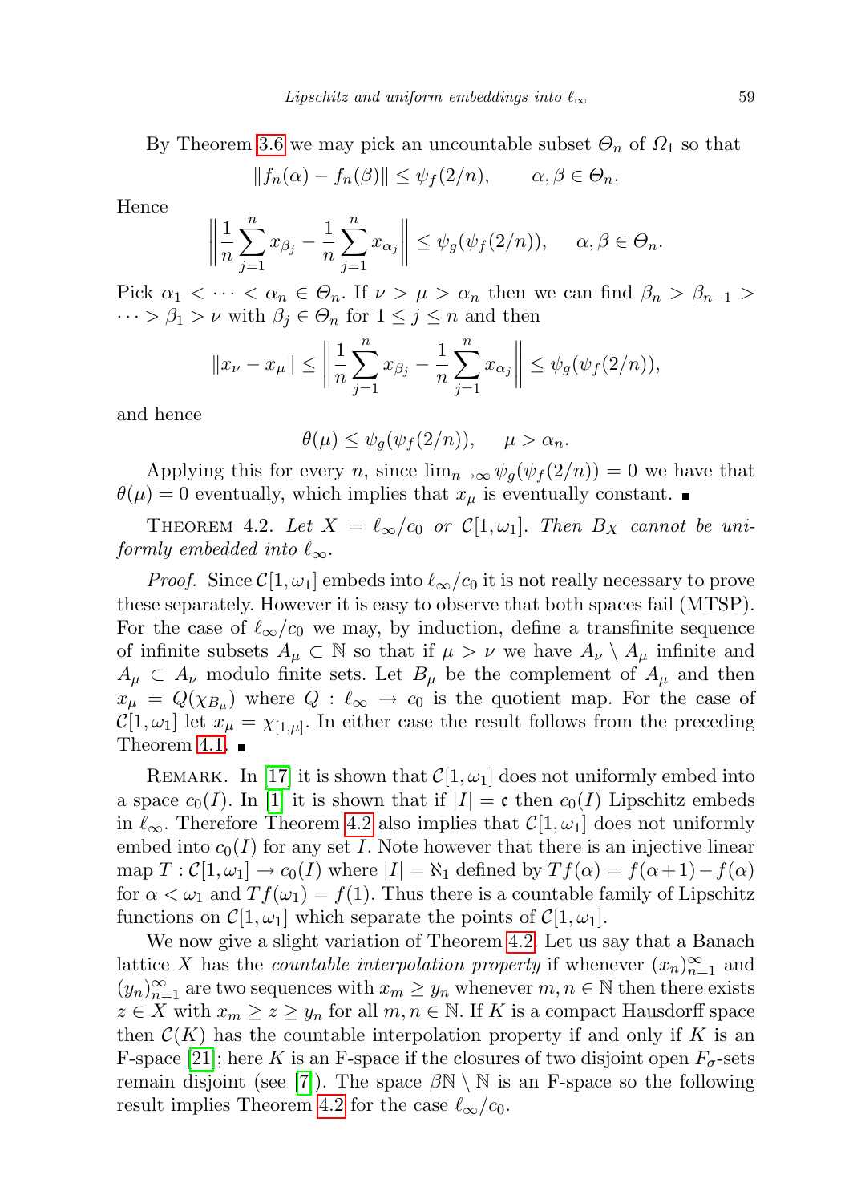By Theorem 3.6 we may pick an uncountable subset $\Theta_n$ of $\Omega_1$ so that

$$\|f_n(\alpha) - f_n(\beta)\| \le \psi_f(2/n), \qquad \alpha, \beta \in \Theta_n.$$

Hence

$$\left\| \frac{1}{n}\sum_{j=1}^n x_{\beta_j} - \frac{1}{n}\sum_{j=1}^n x_{\alpha_j} \right\| \le \psi_g(\psi_f(2/n)), \qquad \alpha, \beta \in \Theta_n.$$

Pick $\alpha_1 < \cdots < \alpha_n \in \Theta_n$. If $\nu > \mu > \alpha_n$ then we can find $\beta_n > \beta_{n-1} > \cdots > \beta_1 > \nu$ with $\beta_j \in \Theta_n$ for $1 \le j \le n$ and then

$$\|x_\nu - x_\mu\| \le \left\| \frac{1}{n}\sum_{j=1}^n x_{\beta_j} - \frac{1}{n}\sum_{j=1}^n x_{\alpha_j} \right\| \le \psi_g(\psi_f(2/n)),$$

and hence

$$\theta(\mu) \le \psi_g(\psi_f(2/n)), \qquad \mu > \alpha_n.$$

Applying this for every $n$, since $\lim_{n\to\infty} \psi_g(\psi_f(2/n)) = 0$ we have that $\theta(\mu) = 0$ eventually, which implies that $x_\mu$ is eventually constant. ■

Theorem 4.2. *Let $X = \ell_\infty/c_0$ or $\mathcal{C}[1,\omega_1]$. Then $B_X$ cannot be uniformly embedded into $\ell_\infty$.*

*Proof.* Since $\mathcal{C}[1,\omega_1]$ embeds into $\ell_\infty/c_0$ it is not really necessary to prove these separately. However it is easy to observe that both spaces fail (MTSP). For the case of $\ell_\infty/c_0$ we may, by induction, define a transfinite sequence of infinite subsets $A_\mu \subset \mathbb{N}$ so that if $\mu > \nu$ we have $A_\nu \setminus A_\mu$ infinite and $A_\mu \subset A_\nu$ modulo finite sets. Let $B_\mu$ be the complement of $A_\mu$ and then $x_\mu = Q(\chi_{B_\mu})$ where $Q : \ell_\infty \to c_0$ is the quotient map. For the case of $\mathcal{C}[1,\omega_1]$ let $x_\mu = \chi_{[1,\mu]}$. In either case the result follows from the preceding Theorem 4.1. ■

Remark. In [17] it is shown that $\mathcal{C}[1,\omega_1]$ does not uniformly embed into a space $c_0(I)$. In [1] it is shown that if $|I| = \mathfrak{c}$ then $c_0(I)$ Lipschitz embeds in $\ell_\infty$. Therefore Theorem 4.2 also implies that $\mathcal{C}[1,\omega_1]$ does not uniformly embed into $c_0(I)$ for any set $I$. Note however that there is an injective linear map $T : \mathcal{C}[1,\omega_1] \to c_0(I)$ where $|I| = \aleph_1$ defined by $Tf(\alpha) = f(\alpha+1) - f(\alpha)$ for $\alpha < \omega_1$ and $Tf(\omega_1) = f(1)$. Thus there is a countable family of Lipschitz functions on $\mathcal{C}[1,\omega_1]$ which separate the points of $\mathcal{C}[1,\omega_1]$.

We now give a slight variation of Theorem 4.2. Let us say that a Banach lattice $X$ has the *countable interpolation property* if whenever $(x_n)_{n=1}^\infty$ and $(y_n)_{n=1}^\infty$ are two sequences with $x_m \ge y_n$ whenever $m, n \in \mathbb{N}$ then there exists $z \in X$ with $x_m \ge z \ge y_n$ for all $m, n \in \mathbb{N}$. If $K$ is a compact Hausdorff space then $\mathcal{C}(K)$ has the countable interpolation property if and only if $K$ is an F-space [21]; here $K$ is an F-space if the closures of two disjoint open $F_\sigma$-sets remain disjoint (see [7]). The space $\beta\mathbb{N} \setminus \mathbb{N}$ is an F-space so the following result implies Theorem 4.2 for the case $\ell_\infty/c_0$.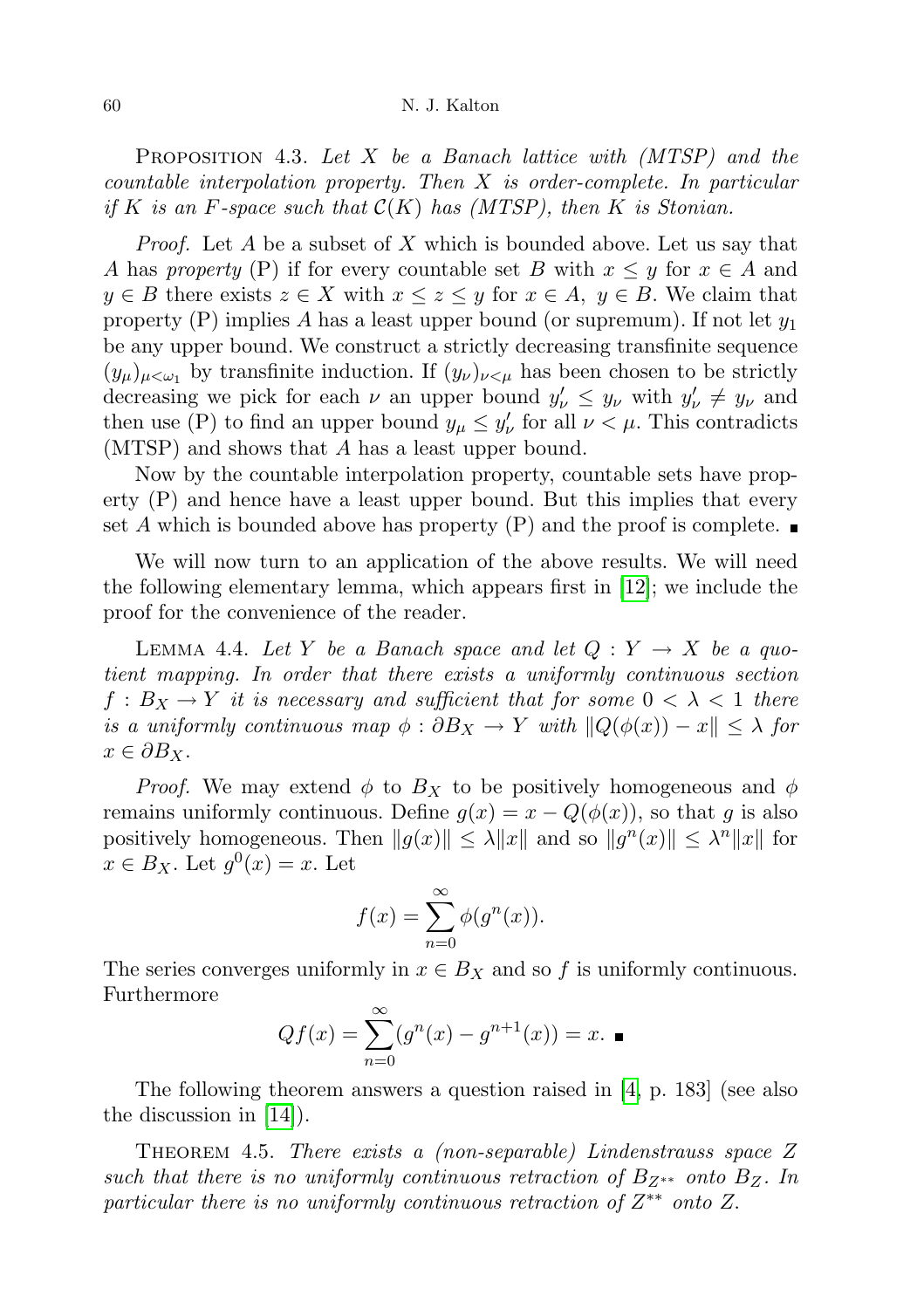Proposition 4.3. *Let $X$ be a Banach lattice with (MTSP) and the countable interpolation property. Then $X$ is order-complete. In particular if $K$ is an $F$-space such that $\mathcal{C}(K)$ has (MTSP), then $K$ is Stonian.*

*Proof.* Let $A$ be a subset of $X$ which is bounded above. Let us say that $A$ has *property* (P) if for every countable set $B$ with $x \le y$ for $x \in A$ and $y \in B$ there exists $z \in X$ with $x \le z \le y$ for $x \in A$, $y \in B$. We claim that property (P) implies $A$ has a least upper bound (or supremum). If not let $y_1$ be any upper bound. We construct a strictly decreasing transfinite sequence $(y_\mu)_{\mu<\omega_1}$ by transfinite induction. If $(y_\nu)_{\nu<\mu}$ has been chosen to be strictly decreasing we pick for each $\nu$ an upper bound $y'_\nu \le y_\nu$ with $y'_\nu \ne y_\nu$ and then use (P) to find an upper bound $y_\mu \le y'_\nu$ for all $\nu < \mu$. This contradicts (MTSP) and shows that $A$ has a least upper bound.

Now by the countable interpolation property, countable sets have property (P) and hence have a least upper bound. But this implies that every set $A$ which is bounded above has property (P) and the proof is complete. ∎

We will now turn to an application of the above results. We will need the following elementary lemma, which appears first in [12]; we include the proof for the convenience of the reader.

Lemma 4.4. *Let $Y$ be a Banach space and let $Q : Y \to X$ be a quotient mapping. In order that there exists a uniformly continuous section $f : B_X \to Y$ it is necessary and sufficient that for some $0 < \lambda < 1$ there is a uniformly continuous map $\phi : \partial B_X \to Y$ with $\|Q(\phi(x)) - x\| \le \lambda$ for $x \in \partial B_X$.*

*Proof.* We may extend $\phi$ to $B_X$ to be positively homogeneous and $\phi$ remains uniformly continuous. Define $g(x) = x - Q(\phi(x))$, so that $g$ is also positively homogeneous. Then $\|g(x)\| \le \lambda\|x\|$ and so $\|g^n(x)\| \le \lambda^n\|x\|$ for $x \in B_X$. Let $g^0(x) = x$. Let

$$f(x) = \sum_{n=0}^{\infty} \phi(g^n(x)).$$

The series converges uniformly in $x \in B_X$ and so $f$ is uniformly continuous. Furthermore

$$Qf(x) = \sum_{n=0}^{\infty} (g^n(x) - g^{n+1}(x)) = x. \ ∎$$

The following theorem answers a question raised in [4, p. 183] (see also the discussion in [14]).

Theorem 4.5. *There exists a (non-separable) Lindenstrauss space $Z$ such that there is no uniformly continuous retraction of $B_{Z^{**}}$ onto $B_Z$. In particular there is no uniformly continuous retraction of $Z^{**}$ onto $Z$.*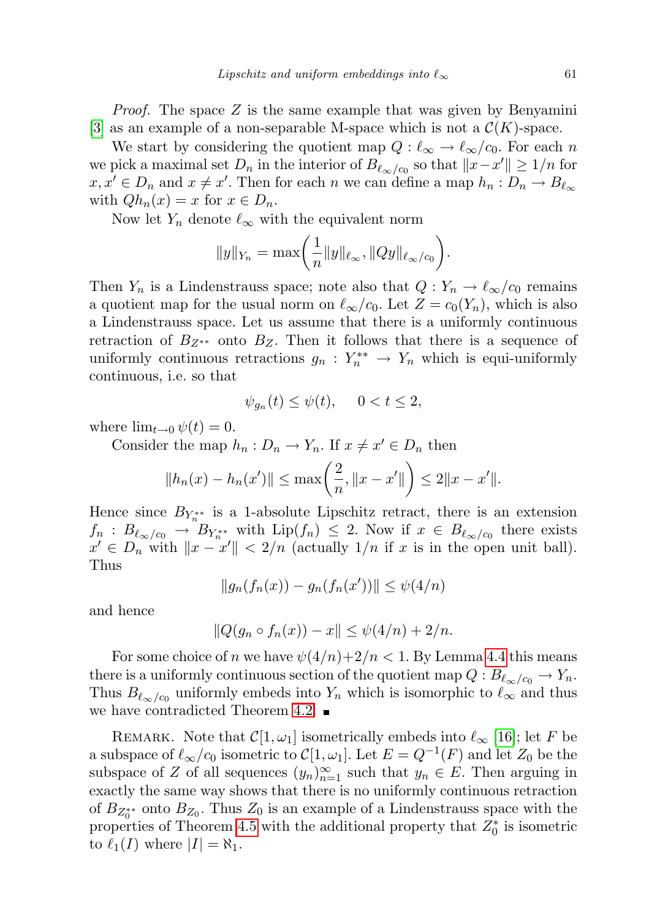*Proof.* The space $Z$ is the same example that was given by Benyamini [3] as an example of a non-separable M-space which is not a $\mathcal{C}(K)$-space.

We start by considering the quotient map $Q : \ell_\infty \to \ell_\infty/c_0$. For each $n$ we pick a maximal set $D_n$ in the interior of $B_{\ell_\infty/c_0}$ so that $\|x-x'\| \geq 1/n$ for $x, x' \in D_n$ and $x \neq x'$. Then for each $n$ we can define a map $h_n : D_n \to B_{\ell_\infty}$ with $Qh_n(x) = x$ for $x \in D_n$.

Now let $Y_n$ denote $\ell_\infty$ with the equivalent norm

$$\|y\|_{Y_n} = \max\left(\frac{1}{n}\|y\|_{\ell_\infty}, \|Qy\|_{\ell_\infty/c_0}\right).$$

Then $Y_n$ is a Lindenstrauss space; note also that $Q : Y_n \to \ell_\infty/c_0$ remains a quotient map for the usual norm on $\ell_\infty/c_0$. Let $Z = c_0(Y_n)$, which is also a Lindenstrauss space. Let us assume that there is a uniformly continuous retraction of $B_{Z^{**}}$ onto $B_Z$. Then it follows that there is a sequence of uniformly continuous retractions $g_n : Y_n^{**} \to Y_n$ which is equi-uniformly continuous, i.e. so that

$$\psi_{g_n}(t) \leq \psi(t), \quad 0 < t \leq 2,$$

where $\lim_{t\to 0} \psi(t) = 0$.

Consider the map $h_n : D_n \to Y_n$. If $x \neq x' \in D_n$ then

$$\|h_n(x) - h_n(x')\| \leq \max\left(\frac{2}{n}, \|x-x'\|\right) \leq 2\|x-x'\|.$$

Hence since $B_{Y_n^{**}}$ is a 1-absolute Lipschitz retract, there is an extension $f_n : B_{\ell_\infty/c_0} \to B_{Y_n^{**}}$ with $\mathrm{Lip}(f_n) \leq 2$. Now if $x \in B_{\ell_\infty/c_0}$ there exists $x' \in D_n$ with $\|x - x'\| < 2/n$ (actually $1/n$ if $x$ is in the open unit ball). Thus

$$\|g_n(f_n(x)) - g_n(f_n(x'))\| \leq \psi(4/n)$$

and hence

$$\|Q(g_n \circ f_n(x)) - x\| \leq \psi(4/n) + 2/n.$$

For some choice of $n$ we have $\psi(4/n)+2/n < 1$. By Lemma 4.4 this means there is a uniformly continuous section of the quotient map $Q : B_{\ell_\infty/c_0} \to Y_n$. Thus $B_{\ell_\infty/c_0}$ uniformly embeds into $Y_n$ which is isomorphic to $\ell_\infty$ and thus we have contradicted Theorem 4.2. ∎

Remark. Note that $\mathcal{C}[1,\omega_1]$ isometrically embeds into $\ell_\infty$ [16]; let $F$ be a subspace of $\ell_\infty/c_0$ isometric to $\mathcal{C}[1,\omega_1]$. Let $E = Q^{-1}(F)$ and let $Z_0$ be the subspace of $Z$ of all sequences $(y_n)_{n=1}^\infty$ such that $y_n \in E$. Then arguing in exactly the same way shows that there is no uniformly continuous retraction of $B_{Z_0^{**}}$ onto $B_{Z_0}$. Thus $Z_0$ is an example of a Lindenstrauss space with the properties of Theorem 4.5 with the additional property that $Z_0^*$ is isometric to $\ell_1(I)$ where $|I| = \aleph_1$.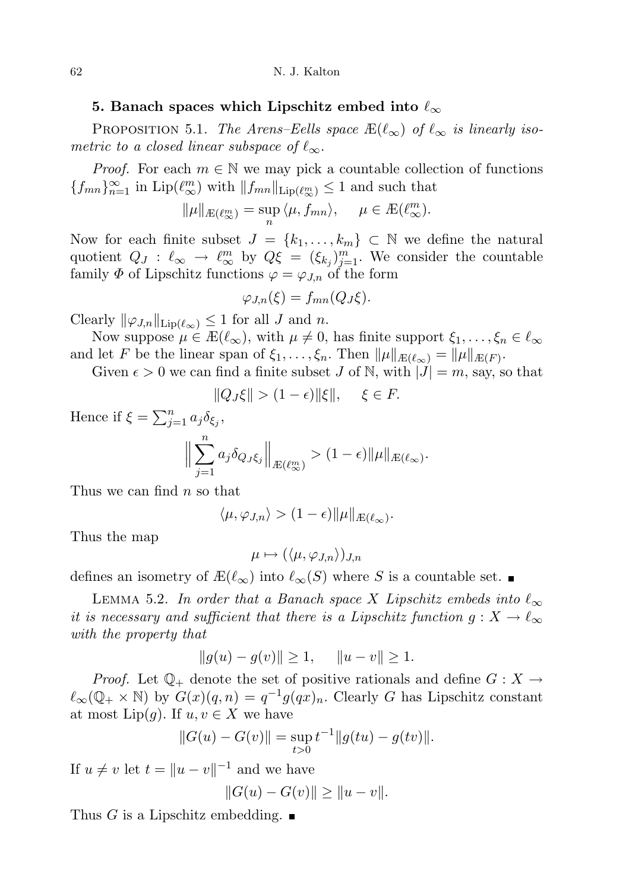## 5. Banach spaces which Lipschitz embed into $\ell_\infty$

Proposition 5.1. *The Arens–Eells space $Æ(\ell_\infty)$ of $\ell_\infty$ is linearly isometric to a closed linear subspace of $\ell_\infty$.*

*Proof.* For each $m \in \mathbb{N}$ we may pick a countable collection of functions $\{f_{mn}\}_{n=1}^\infty$ in $\mathrm{Lip}(\ell_\infty^m)$ with $\|f_{mn}\|_{\mathrm{Lip}(\ell_\infty^m)} \le 1$ and such that

$$\|\mu\|_{Æ(\ell_\infty^m)} = \sup_n \langle \mu, f_{mn}\rangle, \qquad \mu \in Æ(\ell_\infty^m).$$

Now for each finite subset $J = \{k_1, \dots, k_m\} \subset \mathbb{N}$ we define the natural quotient $Q_J : \ell_\infty \to \ell_\infty^m$ by $Q\xi = (\xi_{k_j})_{j=1}^m$. We consider the countable family $\Phi$ of Lipschitz functions $\varphi = \varphi_{J,n}$ of the form

$$\varphi_{J,n}(\xi) = f_{mn}(Q_J\xi).$$

Clearly $\|\varphi_{J,n}\|_{\mathrm{Lip}(\ell_\infty)} \le 1$ for all $J$ and $n$.

Now suppose $\mu \in Æ(\ell_\infty)$, with $\mu \ne 0$, has finite support $\xi_1, \dots, \xi_n \in \ell_\infty$ and let $F$ be the linear span of $\xi_1, \dots, \xi_n$. Then $\|\mu\|_{Æ(\ell_\infty)} = \|\mu\|_{Æ(F)}$.

Given $\epsilon > 0$ we can find a finite subset $J$ of $\mathbb{N}$, with $|J| = m$, say, so that

$$\|Q_J\xi\| > (1-\epsilon)\|\xi\|, \qquad \xi \in F.$$

Hence if $\xi = \sum_{j=1}^n a_j \delta_{\xi_j}$,

$$\Big\| \sum_{j=1}^n a_j \delta_{Q_J\xi_j} \Big\|_{Æ(\ell_\infty^m)} > (1-\epsilon)\|\mu\|_{Æ(\ell_\infty)}.$$

Thus we can find $n$ so that

$$\langle \mu, \varphi_{J,n}\rangle > (1-\epsilon)\|\mu\|_{Æ(\ell_\infty)}.$$

Thus the map

$$\mu \mapsto (\langle \mu, \varphi_{J,n}\rangle)_{J,n}$$

defines an isometry of $Æ(\ell_\infty)$ into $\ell_\infty(S)$ where $S$ is a countable set. ∎

Lemma 5.2. *In order that a Banach space $X$ Lipschitz embeds into $\ell_\infty$ it is necessary and sufficient that there is a Lipschitz function $g : X \to \ell_\infty$ with the property that*

$$\|g(u) - g(v)\| \ge 1, \qquad \|u - v\| \ge 1.$$

*Proof.* Let $\mathbb{Q}_+$ denote the set of positive rationals and define $G : X \to \ell_\infty(\mathbb{Q}_+ \times \mathbb{N})$ by $G(x)(q,n) = q^{-1} g(qx)_n$. Clearly $G$ has Lipschitz constant at most $\mathrm{Lip}(g)$. If $u, v \in X$ we have

$$\|G(u) - G(v)\| = \sup_{t>0} t^{-1}\|g(tu) - g(tv)\|.$$

If $u \ne v$ let $t = \|u - v\|^{-1}$ and we have

$$\|G(u) - G(v)\| \ge \|u - v\|.$$

Thus $G$ is a Lipschitz embedding. ∎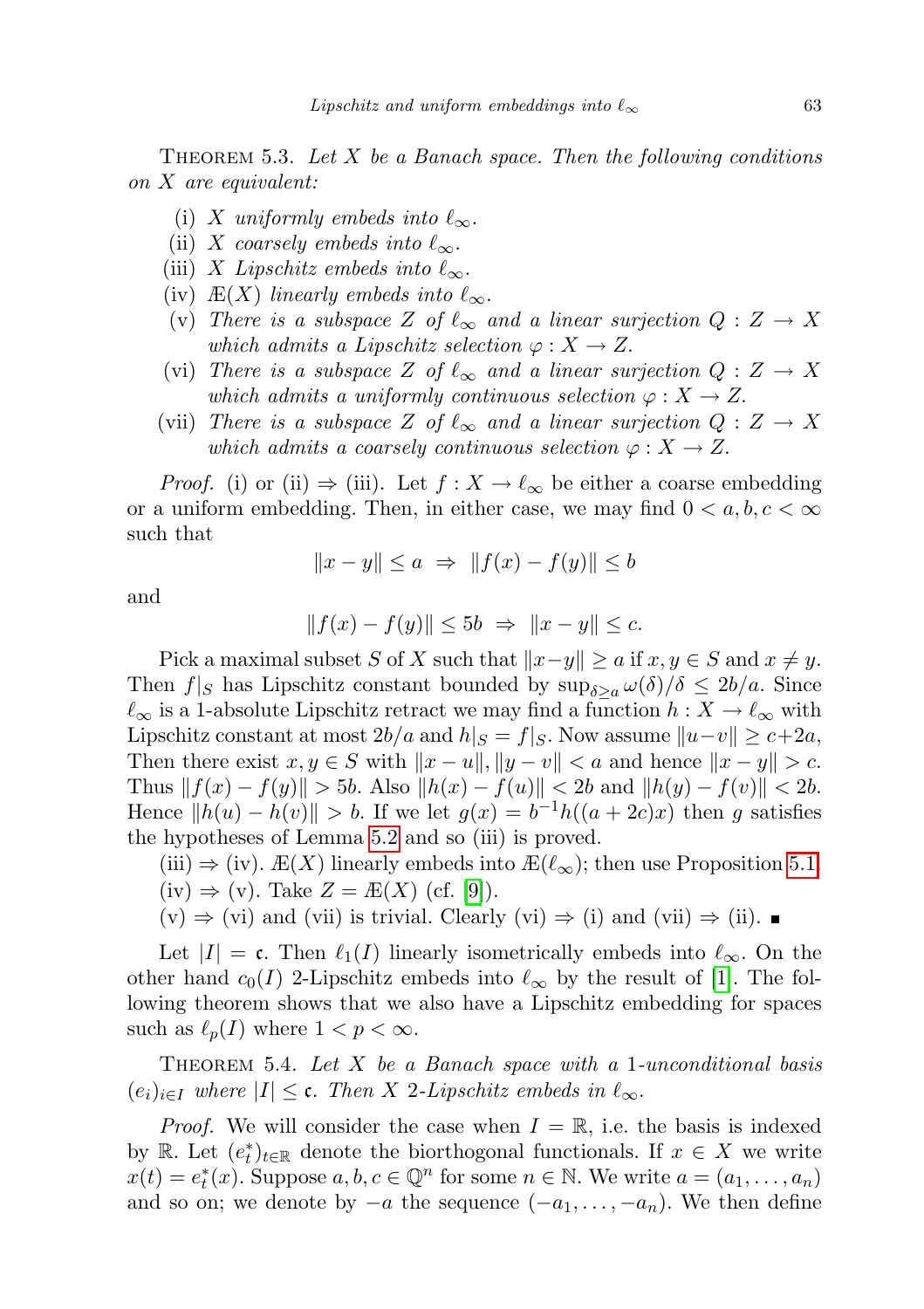Theorem 5.3. *Let $X$ be a Banach space. Then the following conditions on $X$ are equivalent:*

(i) *$X$ uniformly embeds into $\ell_\infty$.*
(ii) *$X$ coarsely embeds into $\ell_\infty$.*
(iii) *$X$ Lipschitz embeds into $\ell_\infty$.*
(iv) *Æ$(X)$ linearly embeds into $\ell_\infty$.*
(v) *There is a subspace $Z$ of $\ell_\infty$ and a linear surjection $Q : Z \to X$ which admits a Lipschitz selection $\varphi : X \to Z$.*
(vi) *There is a subspace $Z$ of $\ell_\infty$ and a linear surjection $Q : Z \to X$ which admits a uniformly continuous selection $\varphi : X \to Z$.*
(vii) *There is a subspace $Z$ of $\ell_\infty$ and a linear surjection $Q : Z \to X$ which admits a coarsely continuous selection $\varphi : X \to Z$.*

*Proof.* (i) or (ii) $\Rightarrow$ (iii). Let $f : X \to \ell_\infty$ be either a coarse embedding or a uniform embedding. Then, in either case, we may find $0 < a, b, c < \infty$ such that

$$\|x - y\| \le a \;\Rightarrow\; \|f(x) - f(y)\| \le b$$

and

$$\|f(x) - f(y)\| \le 5b \;\Rightarrow\; \|x - y\| \le c.$$

Pick a maximal subset $S$ of $X$ such that $\|x-y\| \ge a$ if $x, y \in S$ and $x \ne y$. Then $f|_S$ has Lipschitz constant bounded by $\sup_{\delta \ge a} \omega(\delta)/\delta \le 2b/a$. Since $\ell_\infty$ is a 1-absolute Lipschitz retract we may find a function $h : X \to \ell_\infty$ with Lipschitz constant at most $2b/a$ and $h|_S = f|_S$. Now assume $\|u-v\| \ge c+2a$, Then there exist $x, y \in S$ with $\|x - u\|, \|y - v\| < a$ and hence $\|x - y\| > c$. Thus $\|f(x) - f(y)\| > 5b$. Also $\|h(x) - f(u)\| < 2b$ and $\|h(y) - f(v)\| < 2b$. Hence $\|h(u) - h(v)\| > b$. If we let $g(x) = b^{-1}h((a + 2c)x)$ then $g$ satisfies the hypotheses of Lemma 5.2 and so (iii) is proved.

(iii) $\Rightarrow$ (iv). Æ$(X)$ linearly embeds into Æ$(\ell_\infty)$; then use Proposition 5.1.

(iv) $\Rightarrow$ (v). Take $Z =$ Æ$(X)$ (cf. [9]).

(v) $\Rightarrow$ (vi) and (vii) is trivial. Clearly (vi) $\Rightarrow$ (i) and (vii) $\Rightarrow$ (ii). ∎

Let $|I| = \mathfrak{c}$. Then $\ell_1(I)$ linearly isometrically embeds into $\ell_\infty$. On the other hand $c_0(I)$ 2-Lipschitz embeds into $\ell_\infty$ by the result of [1]. The following theorem shows that we also have a Lipschitz embedding for spaces such as $\ell_p(I)$ where $1 < p < \infty$.

Theorem 5.4. *Let $X$ be a Banach space with a 1-unconditional basis $(e_i)_{i\in I}$ where $|I| \le \mathfrak{c}$. Then $X$ 2-Lipschitz embeds in $\ell_\infty$.*

*Proof.* We will consider the case when $I = \mathbb{R}$, i.e. the basis is indexed by $\mathbb{R}$. Let $(e_t^*)_{t\in\mathbb{R}}$ denote the biorthogonal functionals. If $x \in X$ we write $x(t) = e_t^*(x)$. Suppose $a, b, c \in \mathbb{Q}^n$ for some $n \in \mathbb{N}$. We write $a = (a_1, \ldots, a_n)$ and so on; we denote by $-a$ the sequence $(-a_1, \ldots, -a_n)$. We then define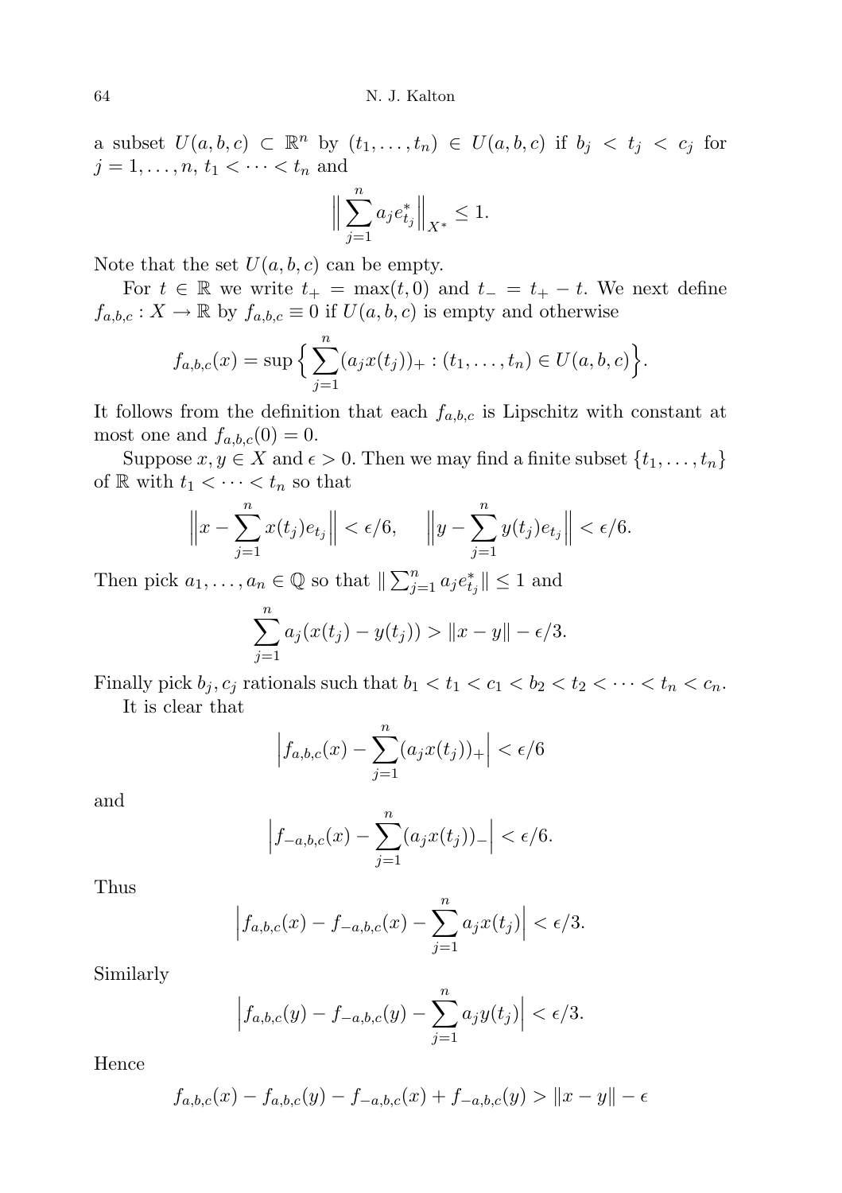a subset $U(a,b,c) \subset \mathbb{R}^n$ by $(t_1,\ldots,t_n) \in U(a,b,c)$ if $b_j < t_j < c_j$ for $j = 1,\ldots,n$, $t_1 < \cdots < t_n$ and

$$\Big\| \sum_{j=1}^n a_j e_{t_j}^* \Big\|_{X^*} \le 1.$$

Note that the set $U(a,b,c)$ can be empty.

For $t \in \mathbb{R}$ we write $t_+ = \max(t,0)$ and $t_- = t_+ - t$. We next define $f_{a,b,c} : X \to \mathbb{R}$ by $f_{a,b,c} \equiv 0$ if $U(a,b,c)$ is empty and otherwise

$$f_{a,b,c}(x) = \sup\Big\{ \sum_{j=1}^n (a_j x(t_j))_+ : (t_1,\ldots,t_n) \in U(a,b,c)\Big\}.$$

It follows from the definition that each $f_{a,b,c}$ is Lipschitz with constant at most one and $f_{a,b,c}(0) = 0$.

Suppose $x, y \in X$ and $\epsilon > 0$. Then we may find a finite subset $\{t_1,\ldots,t_n\}$ of $\mathbb{R}$ with $t_1 < \cdots < t_n$ so that

$$\Big\| x - \sum_{j=1}^n x(t_j) e_{t_j} \Big\| < \epsilon/6, \qquad \Big\| y - \sum_{j=1}^n y(t_j) e_{t_j} \Big\| < \epsilon/6.$$

Then pick $a_1,\ldots,a_n \in \mathbb{Q}$ so that $\| \sum_{j=1}^n a_j e_{t_j}^* \| \le 1$ and

$$\sum_{j=1}^n a_j (x(t_j) - y(t_j)) > \|x - y\| - \epsilon/3.$$

Finally pick $b_j, c_j$ rationals such that $b_1 < t_1 < c_1 < b_2 < t_2 < \cdots < t_n < c_n$.

It is clear that

$$\Big| f_{a,b,c}(x) - \sum_{j=1}^n (a_j x(t_j))_+ \Big| < \epsilon/6$$

and

$$\Big| f_{-a,b,c}(x) - \sum_{j=1}^n (a_j x(t_j))_- \Big| < \epsilon/6.$$

Thus

$$\Big| f_{a,b,c}(x) - f_{-a,b,c}(x) - \sum_{j=1}^n a_j x(t_j) \Big| < \epsilon/3.$$

Similarly

$$\Big| f_{a,b,c}(y) - f_{-a,b,c}(y) - \sum_{j=1}^n a_j y(t_j) \Big| < \epsilon/3.$$

Hence

$$f_{a,b,c}(x) - f_{a,b,c}(y) - f_{-a,b,c}(x) + f_{-a,b,c}(y) > \|x - y\| - \epsilon$$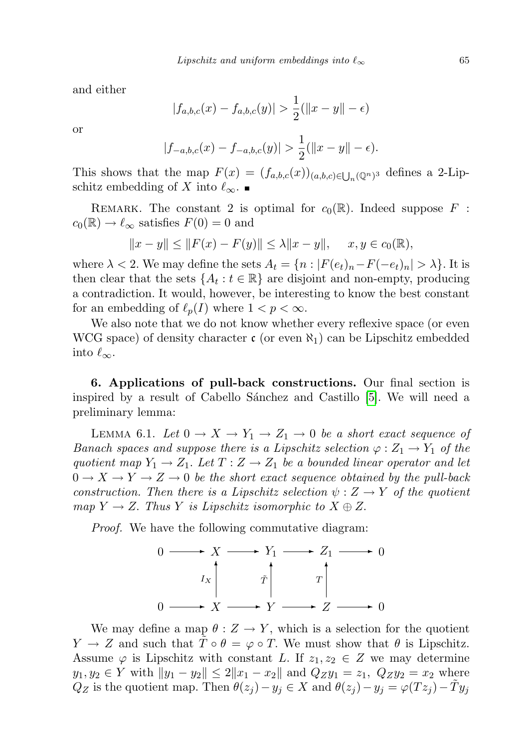and either

$$|f_{a,b,c}(x) - f_{a,b,c}(y)| > \frac{1}{2}(\|x - y\| - \epsilon)$$

or

$$|f_{-a,b,c}(x) - f_{-a,b,c}(y)| > \frac{1}{2}(\|x - y\| - \epsilon).$$

This shows that the map $F(x) = (f_{a,b,c}(x))_{(a,b,c)\in\bigcup_n(\mathbb{Q}^n)^3}$ defines a 2-Lipschitz embedding of $X$ into $\ell_\infty$. ∎

Remark. The constant 2 is optimal for $c_0(\mathbb{R})$. Indeed suppose $F : c_0(\mathbb{R}) \to \ell_\infty$ satisfies $F(0) = 0$ and

$$\|x - y\| \le \|F(x) - F(y)\| \le \lambda\|x - y\|, \qquad x, y \in c_0(\mathbb{R}),$$

where $\lambda < 2$. We may define the sets $A_t = \{n : |F(e_t)_n - F(-e_t)_n| > \lambda\}$. It is then clear that the sets $\{A_t : t \in \mathbb{R}\}$ are disjoint and non-empty, producing a contradiction. It would, however, be interesting to know the best constant for an embedding of $\ell_p(I)$ where $1 < p < \infty$.

We also note that we do not know whether every reflexive space (or even WCG space) of density character $\mathfrak{c}$ (or even $\aleph_1$) can be Lipschitz embedded into $\ell_\infty$.

## 6. Applications of pull-back constructions.

Our final section is inspired by a result of Cabello Sánchez and Castillo [5]. We will need a preliminary lemma:

Lemma 6.1. *Let $0 \to X \to Y_1 \to Z_1 \to 0$ be a short exact sequence of Banach spaces and suppose there is a Lipschitz selection $\varphi : Z_1 \to Y_1$ of the quotient map $Y_1 \to Z_1$. Let $T : Z \to Z_1$ be a bounded linear operator and let $0 \to X \to Y \to Z \to 0$ be the short exact sequence obtained by the pull-back construction. Then there is a Lipschitz selection $\psi : Z \to Y$ of the quotient map $Y \to Z$. Thus $Y$ is Lipschitz isomorphic to $X \oplus Z$.*

*Proof.* We have the following commutative diagram:

$$\begin{array}{ccccccccc}
0 & \longrightarrow & X & \longrightarrow & Y_1 & \longrightarrow & Z_1 & \longrightarrow & 0 \\
 & & \uparrow{\scriptstyle I_X} & & \uparrow{\scriptstyle \tilde{T}} & & \uparrow{\scriptstyle T} & & \\
0 & \longrightarrow & X & \longrightarrow & Y & \longrightarrow & Z & \longrightarrow & 0
\end{array}$$

We may define a map $\theta : Z \to Y$, which is a selection for the quotient $Y \to Z$ and such that $\tilde{T} \circ \theta = \varphi \circ T$. We must show that $\theta$ is Lipschitz. Assume $\varphi$ is Lipschitz with constant $L$. If $z_1, z_2 \in Z$ we may determine $y_1, y_2 \in Y$ with $\|y_1 - y_2\| \le 2\|x_1 - x_2\|$ and $Q_Z y_1 = z_1,\ Q_Z y_2 = x_2$ where $Q_Z$ is the quotient map. Then $\theta(z_j) - y_j \in X$ and $\theta(z_j) - y_j = \varphi(Tz_j) - \tilde{T}y_j$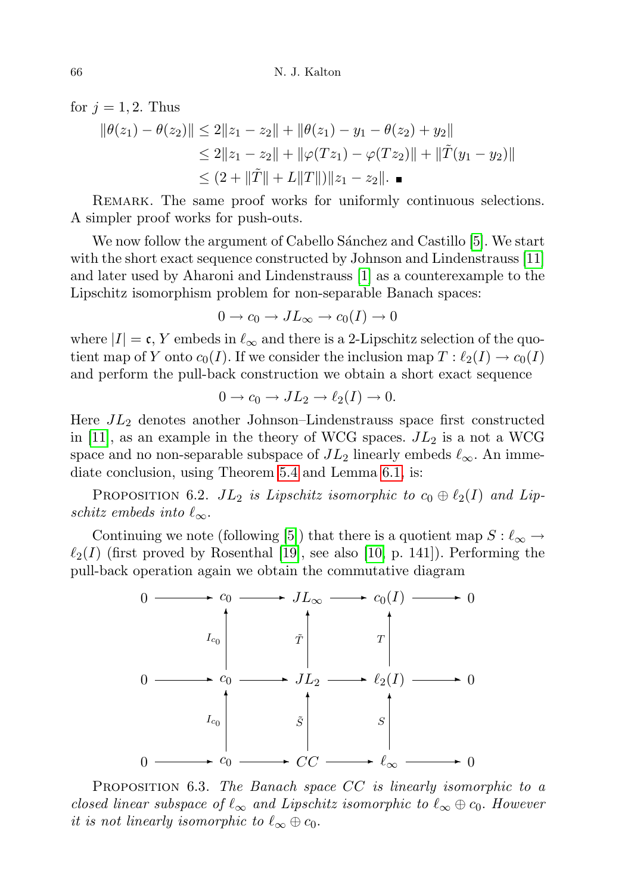for $j = 1, 2$. Thus

$$
\begin{aligned}
\|\theta(z_1) - \theta(z_2)\| &\le 2\|z_1 - z_2\| + \|\theta(z_1) - y_1 - \theta(z_2) + y_2\| \\
&\le 2\|z_1 - z_2\| + \|\varphi(Tz_1) - \varphi(Tz_2)\| + \|\tilde{T}(y_1 - y_2)\| \\
&\le (2 + \|\tilde{T}\| + L\|T\|)\|z_1 - z_2\|. \quad \blacksquare
\end{aligned}
$$

Remark. The same proof works for uniformly continuous selections. A simpler proof works for push-outs.

We now follow the argument of Cabello Sánchez and Castillo [5]. We start with the short exact sequence constructed by Johnson and Lindenstrauss [11] and later used by Aharoni and Lindenstrauss [1] as a counterexample to the Lipschitz isomorphism problem for non-separable Banach spaces:

$$0 \to c_0 \to JL_\infty \to c_0(I) \to 0$$

where $|I| = \mathfrak{c}$, $Y$ embeds in $\ell_\infty$ and there is a 2-Lipschitz selection of the quotient map of $Y$ onto $c_0(I)$. If we consider the inclusion map $T : \ell_2(I) \to c_0(I)$ and perform the pull-back construction we obtain a short exact sequence

$$0 \to c_0 \to JL_2 \to \ell_2(I) \to 0.$$

Here $JL_2$ denotes another Johnson–Lindenstrauss space first constructed in [11], as an example in the theory of WCG spaces. $JL_2$ is a not a WCG space and no non-separable subspace of $JL_2$ linearly embeds $\ell_\infty$. An immediate conclusion, using Theorem 5.4 and Lemma 6.1, is:

Proposition 6.2. *$JL_2$ is Lipschitz isomorphic to $c_0 \oplus \ell_2(I)$ and Lipschitz embeds into $\ell_\infty$.*

Continuing we note (following [5]) that there is a quotient map $S : \ell_\infty \to \ell_2(I)$ (first proved by Rosenthal [19], see also [10, p. 141]). Performing the pull-back operation again we obtain the commutative diagram

$$
\begin{array}{ccccccccc}
0 & \longrightarrow & c_0 & \longrightarrow & JL_\infty & \longrightarrow & c_0(I) & \longrightarrow & 0 \\
 & & \uparrow{\scriptstyle I_{c_0}} & & \uparrow{\scriptstyle \tilde{T}} & & \uparrow{\scriptstyle T} & & \\
0 & \longrightarrow & c_0 & \longrightarrow & JL_2 & \longrightarrow & \ell_2(I) & \longrightarrow & 0 \\
 & & \uparrow{\scriptstyle I_{c_0}} & & \uparrow{\scriptstyle \tilde{S}} & & \uparrow{\scriptstyle S} & & \\
0 & \longrightarrow & c_0 & \longrightarrow & CC & \longrightarrow & \ell_\infty & \longrightarrow & 0
\end{array}
$$

Proposition 6.3. *The Banach space $CC$ is linearly isomorphic to a closed linear subspace of $\ell_\infty$ and Lipschitz isomorphic to $\ell_\infty \oplus c_0$. However it is not linearly isomorphic to $\ell_\infty \oplus c_0$.*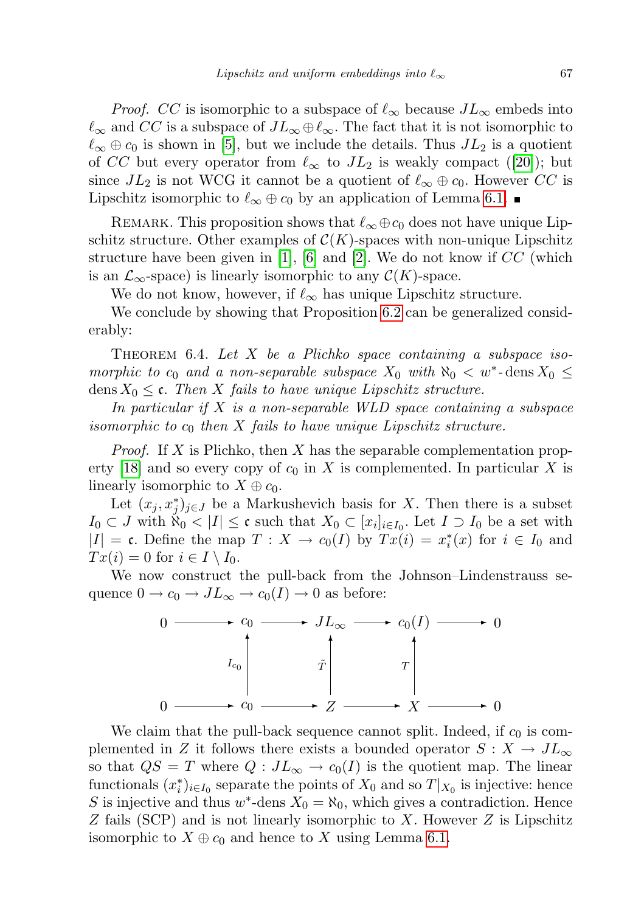*Proof.* $CC$ is isomorphic to a subspace of $\ell_\infty$ because $JL_\infty$ embeds into $\ell_\infty$ and $CC$ is a subspace of $JL_\infty \oplus \ell_\infty$. The fact that it is not isomorphic to $\ell_\infty \oplus c_0$ is shown in [5], but we include the details. Thus $JL_2$ is a quotient of $CC$ but every operator from $\ell_\infty$ to $JL_2$ is weakly compact ([20]); but since $JL_2$ is not WCG it cannot be a quotient of $\ell_\infty \oplus c_0$. However $CC$ is Lipschitz isomorphic to $\ell_\infty \oplus c_0$ by an application of Lemma 6.1. ∎

Remark. This proposition shows that $\ell_\infty \oplus c_0$ does not have unique Lipschitz structure. Other examples of $\mathcal{C}(K)$-spaces with non-unique Lipschitz structure have been given in [1], [6] and [2]. We do not know if $CC$ (which is an $\mathcal{L}_\infty$-space) is linearly isomorphic to any $\mathcal{C}(K)$-space.

We do not know, however, if $\ell_\infty$ has unique Lipschitz structure.

We conclude by showing that Proposition 6.2 can be generalized considerably:

Theorem 6.4. *Let $X$ be a Plichko space containing a subspace isomorphic to $c_0$ and a non-separable subspace $X_0$ with $\aleph_0 < w^*\text{-}\operatorname{dens} X_0 \le \operatorname{dens} X_0 \le \mathfrak{c}$. Then $X$ fails to have unique Lipschitz structure.*

*In particular if $X$ is a non-separable WLD space containing a subspace isomorphic to $c_0$ then $X$ fails to have unique Lipschitz structure.*

*Proof.* If $X$ is Plichko, then $X$ has the separable complementation property [18] and so every copy of $c_0$ in $X$ is complemented. In particular $X$ is linearly isomorphic to $X \oplus c_0$.

Let $(x_j, x_j^*)_{j\in J}$ be a Markushevich basis for $X$. Then there is a subset $I_0 \subset J$ with $\aleph_0 < |I| \le \mathfrak{c}$ such that $X_0 \subset [x_i]_{i\in I_0}$. Let $I \supset I_0$ be a set with $|I| = \mathfrak{c}$. Define the map $T : X \to c_0(I)$ by $Tx(i) = x_i^*(x)$ for $i \in I_0$ and $Tx(i) = 0$ for $i \in I \setminus I_0$.

We now construct the pull-back from the Johnson–Lindenstrauss sequence $0 \to c_0 \to JL_\infty \to c_0(I) \to 0$ as before:

$$
\begin{array}{ccccccccc}
0 & \longrightarrow & c_0 & \longrightarrow & JL_\infty & \longrightarrow & c_0(I) & \longrightarrow & 0 \\
 & & \uparrow{\scriptstyle I_{c_0}} & & \uparrow{\scriptstyle \tilde{T}} & & \uparrow{\scriptstyle T} & & \\
0 & \longrightarrow & c_0 & \longrightarrow & Z & \longrightarrow & X & \longrightarrow & 0
\end{array}
$$

We claim that the pull-back sequence cannot split. Indeed, if $c_0$ is complemented in $Z$ it follows there exists a bounded operator $S : X \to JL_\infty$ so that $QS = T$ where $Q : JL_\infty \to c_0(I)$ is the quotient map. The linear functionals $(x_i^*)_{i\in I_0}$ separate the points of $X_0$ and so $T|_{X_0}$ is injective: hence $S$ is injective and thus $w^*\text{-dens}\, X_0 = \aleph_0$, which gives a contradiction. Hence $Z$ fails (SCP) and is not linearly isomorphic to $X$. However $Z$ is Lipschitz isomorphic to $X \oplus c_0$ and hence to $X$ using Lemma 6.1.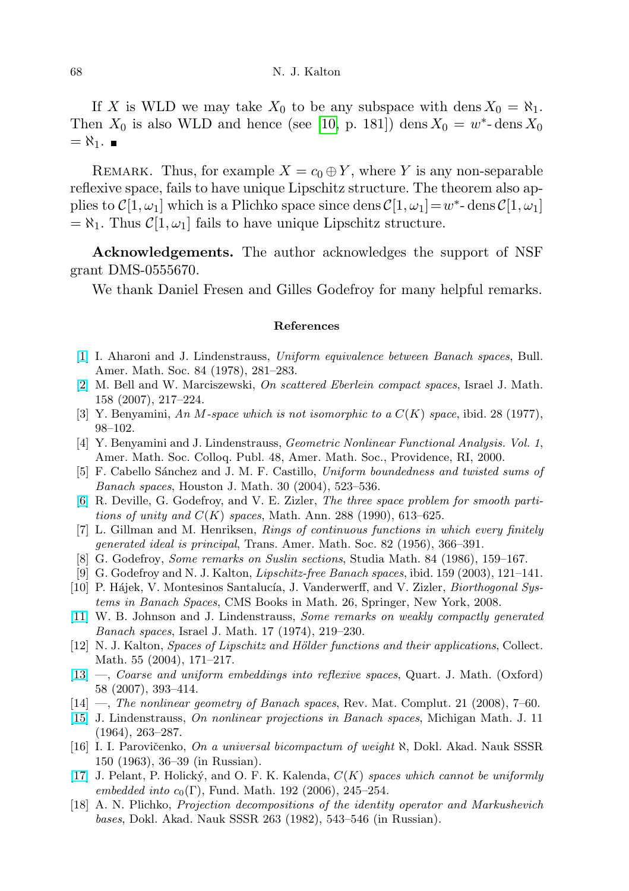If $X$ is WLD we may take $X_0$ to be any subspace with $\operatorname{dens} X_0 = \aleph_1$. Then $X_0$ is also WLD and hence (see [10, p. 181]) $\operatorname{dens} X_0 = w^*\text{-}\operatorname{dens} X_0 = \aleph_1$. ∎

Remark. Thus, for example $X = c_0 \oplus Y$, where $Y$ is any non-separable reflexive space, fails to have unique Lipschitz structure. The theorem also applies to $\mathcal{C}[1,\omega_1]$ which is a Plichko space since $\operatorname{dens} \mathcal{C}[1,\omega_1] = w^*\text{-}\operatorname{dens} \mathcal{C}[1,\omega_1] = \aleph_1$. Thus $\mathcal{C}[1,\omega_1]$ fails to have unique Lipschitz structure.

**Acknowledgements.** The author acknowledges the support of NSF grant DMS-0555670.

We thank Daniel Fresen and Gilles Godefroy for many helpful remarks.

## References

[1] I. Aharoni and J. Lindenstrauss, *Uniform equivalence between Banach spaces*, Bull. Amer. Math. Soc. 84 (1978), 281–283.

[2] M. Bell and W. Marciszewski, *On scattered Eberlein compact spaces*, Israel J. Math. 158 (2007), 217–224.

[3] Y. Benyamini, *An M-space which is not isomorphic to a C(K) space*, ibid. 28 (1977), 98–102.

[4] Y. Benyamini and J. Lindenstrauss, *Geometric Nonlinear Functional Analysis. Vol. 1*, Amer. Math. Soc. Colloq. Publ. 48, Amer. Math. Soc., Providence, RI, 2000.

[5] F. Cabello Sánchez and J. M. F. Castillo, *Uniform boundedness and twisted sums of Banach spaces*, Houston J. Math. 30 (2004), 523–536.

[6] R. Deville, G. Godefroy, and V. E. Zizler, *The three space problem for smooth partitions of unity and C(K) spaces*, Math. Ann. 288 (1990), 613–625.

[7] L. Gillman and M. Henriksen, *Rings of continuous functions in which every finitely generated ideal is principal*, Trans. Amer. Math. Soc. 82 (1956), 366–391.

[8] G. Godefroy, *Some remarks on Suslin sections*, Studia Math. 84 (1986), 159–167.

[9] G. Godefroy and N. J. Kalton, *Lipschitz-free Banach spaces*, ibid. 159 (2003), 121–141.

[10] P. Hájek, V. Montesinos Santalucía, J. Vanderwerff, and V. Zizler, *Biorthogonal Systems in Banach Spaces*, CMS Books in Math. 26, Springer, New York, 2008.

[11] W. B. Johnson and J. Lindenstrauss, *Some remarks on weakly compactly generated Banach spaces*, Israel J. Math. 17 (1974), 219–230.

[12] N. J. Kalton, *Spaces of Lipschitz and Hölder functions and their applications*, Collect. Math. 55 (2004), 171–217.

[13] —, *Coarse and uniform embeddings into reflexive spaces*, Quart. J. Math. (Oxford) 58 (2007), 393–414.

[14] —, *The nonlinear geometry of Banach spaces*, Rev. Mat. Complut. 21 (2008), 7–60.

[15] J. Lindenstrauss, *On nonlinear projections in Banach spaces*, Michigan Math. J. 11 (1964), 263–287.

[16] I. I. Parovičenko, *On a universal bicompactum of weight ℵ*, Dokl. Akad. Nauk SSSR 150 (1963), 36–39 (in Russian).

[17] J. Pelant, P. Holický, and O. F. K. Kalenda, *C(K) spaces which cannot be uniformly embedded into $c_0(\Gamma)$*, Fund. Math. 192 (2006), 245–254.

[18] A. N. Plichko, *Projection decompositions of the identity operator and Markushevich bases*, Dokl. Akad. Nauk SSSR 263 (1982), 543–546 (in Russian).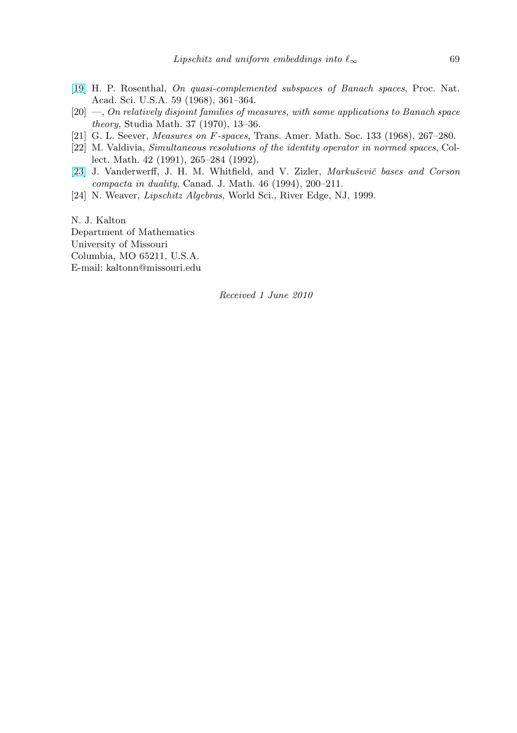[19] H. P. Rosenthal, *On quasi-complemented subspaces of Banach spaces*, Proc. Nat. Acad. Sci. U.S.A. 59 (1968), 361–364.

[20] —, *On relatively disjoint families of measures, with some applications to Banach space theory*, Studia Math. 37 (1970), 13–36.

[21] G. L. Seever, *Measures on F-spaces*, Trans. Amer. Math. Soc. 133 (1968), 267–280.

[22] M. Valdivia, *Simultaneous resolutions of the identity operator in normed spaces*, Collect. Math. 42 (1991), 265–284 (1992).

[23] J. Vanderwerff, J. H. M. Whitfield, and V. Zizler, *Markuševič bases and Corson compacta in duality*, Canad. J. Math. 46 (1994), 200–211.

[24] N. Weaver, *Lipschitz Algebras*, World Sci., River Edge, NJ, 1999.

N. J. Kalton
Department of Mathematics
University of Missouri
Columbia, MO 65211, U.S.A.
E-mail: kaltonn@missouri.edu

*Received 1 June 2010*